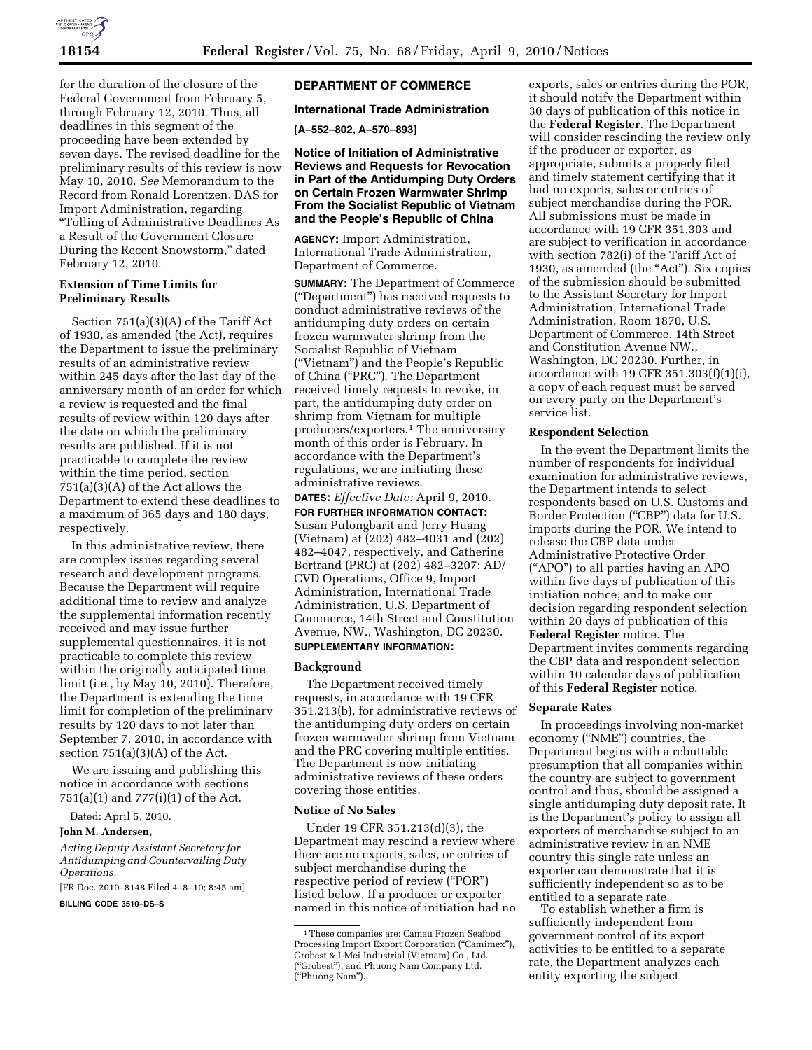for the duration of the closure of the Federal Government from February 5, through February 12, 2010. Thus, all deadlines in this segment of the proceeding have been extended by seven days. The revised deadline for the preliminary results of this review is now May 10, 2010. *See* Memorandum to the Record from Ronald Lorentzen, DAS for Import Administration, regarding "Tolling of Administrative Deadlines As a Result of the Government Closure During the Recent Snowstorm," dated February 12, 2010.

**Extension of Time Limits for Preliminary Results**

Section 751(a)(3)(A) of the Tariff Act of 1930, as amended (the Act), requires the Department to issue the preliminary results of an administrative review within 245 days after the last day of the anniversary month of an order for which a review is requested and the final results of review within 120 days after the date on which the preliminary results are published. If it is not practicable to complete the review within the time period, section 751(a)(3)(A) of the Act allows the Department to extend these deadlines to a maximum of 365 days and 180 days, respectively.

In this administrative review, there are complex issues regarding several research and development programs. Because the Department will require additional time to review and analyze the supplemental information recently received and may issue further supplemental questionnaires, it is not practicable to complete this review within the originally anticipated time limit (i.e., by May 10, 2010). Therefore, the Department is extending the time limit for completion of the preliminary results by 120 days to not later than September 7, 2010, in accordance with section 751(a)(3)(A) of the Act.

We are issuing and publishing this notice in accordance with sections 751(a)(1) and 777(i)(1) of the Act.

Dated: April 5, 2010.

**John M. Andersen,**

*Acting Deputy Assistant Secretary for Antidumping and Countervailing Duty Operations.*

[FR Doc. 2010–8148 Filed 4–8–10; 8:45 am]

**BILLING CODE 3510–DS–S**

## DEPARTMENT OF COMMERCE

### International Trade Administration

**[A–552–802, A–570–893]**

### Notice of Initiation of Administrative Reviews and Requests for Revocation in Part of the Antidumping Duty Orders on Certain Frozen Warmwater Shrimp From the Socialist Republic of Vietnam and the People's Republic of China

**AGENCY:** Import Administration, International Trade Administration, Department of Commerce.

**SUMMARY:** The Department of Commerce ("Department") has received requests to conduct administrative reviews of the antidumping duty orders on certain frozen warmwater shrimp from the Socialist Republic of Vietnam ("Vietnam") and the People's Republic of China ("PRC"). The Department received timely requests to revoke, in part, the antidumping duty order on shrimp from Vietnam for multiple producers/exporters.[1] The anniversary month of this order is February. In accordance with the Department's regulations, we are initiating these administrative reviews.

**DATES:** *Effective Date:* April 9, 2010.

**FOR FURTHER INFORMATION CONTACT:** Susan Pulongbarit and Jerry Huang (Vietnam) at (202) 482–4031 and (202) 482–4047, respectively, and Catherine Bertrand (PRC) at (202) 482–3207; AD/CVD Operations, Office 9, Import Administration, International Trade Administration, U.S. Department of Commerce, 14th Street and Constitution Avenue, NW., Washington, DC 20230.

**SUPPLEMENTARY INFORMATION:**

**Background**

The Department received timely requests, in accordance with 19 CFR 351.213(b), for administrative reviews of the antidumping duty orders on certain frozen warmwater shrimp from Vietnam and the PRC covering multiple entities. The Department is now initiating administrative reviews of these orders covering those entities.

**Notice of No Sales**

Under 19 CFR 351.213(d)(3), the Department may rescind a review where there are no exports, sales, or entries of subject merchandise during the respective period of review ("POR") listed below. If a producer or exporter named in this notice of initiation had no exports, sales or entries during the POR, it should notify the Department within 30 days of publication of this notice in the **Federal Register**. The Department will consider rescinding the review only if the producer or exporter, as appropriate, submits a properly filed and timely statement certifying that it had no exports, sales or entries of subject merchandise during the POR. All submissions must be made in accordance with 19 CFR 351.303 and are subject to verification in accordance with section 782(i) of the Tariff Act of 1930, as amended (the "Act"). Six copies of the submission should be submitted to the Assistant Secretary for Import Administration, International Trade Administration, Room 1870, U.S. Department of Commerce, 14th Street and Constitution Avenue NW., Washington, DC 20230. Further, in accordance with 19 CFR 351.303(f)(1)(i), a copy of each request must be served on every party on the Department's service list.

**Respondent Selection**

In the event the Department limits the number of respondents for individual examination for administrative reviews, the Department intends to select respondents based on U.S. Customs and Border Protection ("CBP") data for U.S. imports during the POR. We intend to release the CBP data under Administrative Protective Order ("APO") to all parties having an APO within five days of publication of this initiation notice, and to make our decision regarding respondent selection within 20 days of publication of this **Federal Register** notice. The Department invites comments regarding the CBP data and respondent selection within 10 calendar days of publication of this **Federal Register** notice.

**Separate Rates**

In proceedings involving non-market economy ("NME") countries, the Department begins with a rebuttable presumption that all companies within the country are subject to government control and thus, should be assigned a single antidumping duty deposit rate. It is the Department's policy to assign all exporters of merchandise subject to an administrative review in an NME country this single rate unless an exporter can demonstrate that it is sufficiently independent so as to be entitled to a separate rate.

To establish whether a firm is sufficiently independent from government control of its export activities to be entitled to a separate rate, the Department analyzes each entity exporting the subject

[1] These companies are: Camau Frozen Seafood Processing Import Export Corporation ("Camimex"), Grobest & I-Mei Industrial (Vietnam) Co., Ltd. ("Grobest"), and Phuong Nam Company Ltd. ("Phuong Nam").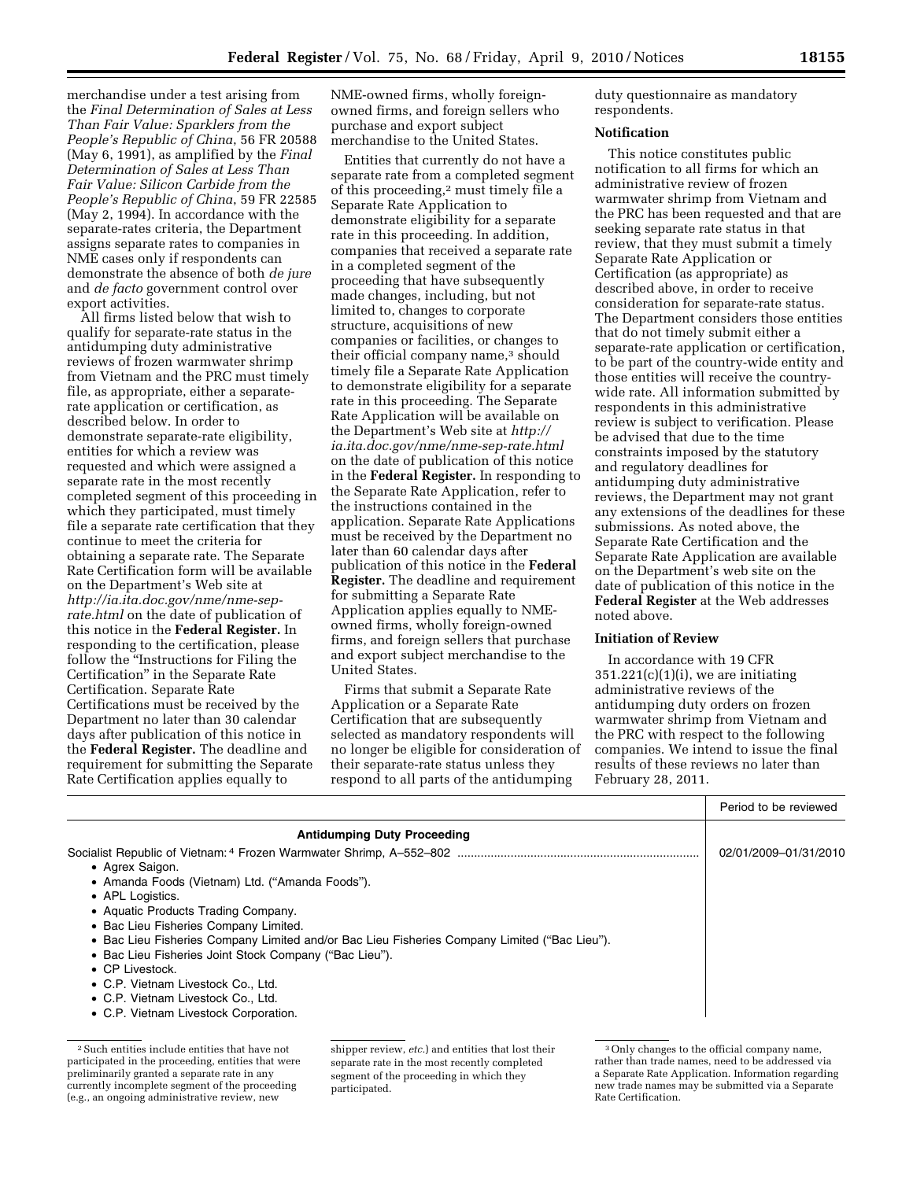merchandise under a test arising from the *Final Determination of Sales at Less Than Fair Value: Sparklers from the People's Republic of China*, 56 FR 20588 (May 6, 1991), as amplified by the *Final Determination of Sales at Less Than Fair Value: Silicon Carbide from the People's Republic of China*, 59 FR 22585 (May 2, 1994). In accordance with the separate-rates criteria, the Department assigns separate rates to companies in NME cases only if respondents can demonstrate the absence of both *de jure* and *de facto* government control over export activities.

All firms listed below that wish to qualify for separate-rate status in the antidumping duty administrative reviews of frozen warmwater shrimp from Vietnam and the PRC must timely file, as appropriate, either a separate-rate application or certification, as described below. In order to demonstrate separate-rate eligibility, entities for which a review was requested and which were assigned a separate rate in the most recently completed segment of this proceeding in which they participated, must timely file a separate rate certification that they continue to meet the criteria for obtaining a separate rate. The Separate Rate Certification form will be available on the Department's Web site at *http://ia.ita.doc.gov/nme/nme-sep-rate.html* on the date of publication of this notice in the **Federal Register.** In responding to the certification, please follow the "Instructions for Filing the Certification" in the Separate Rate Certification. Separate Rate Certifications must be received by the Department no later than 30 calendar days after publication of this notice in the **Federal Register.** The deadline and requirement for submitting the Separate Rate Certification applies equally to NME-owned firms, wholly foreign-owned firms, and foreign sellers who purchase and export subject merchandise to the United States.

Entities that currently do not have a separate rate from a completed segment of this proceeding,[2] must timely file a Separate Rate Application to demonstrate eligibility for a separate rate in this proceeding. In addition, companies that received a separate rate in a completed segment of the proceeding that have subsequently made changes, including, but not limited to, changes to corporate structure, acquisitions of new companies or facilities, or changes to their official company name,[3] should timely file a Separate Rate Application to demonstrate eligibility for a separate rate in this proceeding. The Separate Rate Application will be available on the Department's Web site at *http://ia.ita.doc.gov/nme/nme-sep-rate.html* on the date of publication of this notice in the **Federal Register.** In responding to the Separate Rate Application, refer to the instructions contained in the application. Separate Rate Applications must be received by the Department no later than 60 calendar days after publication of this notice in the **Federal Register.** The deadline and requirement for submitting a Separate Rate Application applies equally to NME-owned firms, wholly foreign-owned firms, and foreign sellers that purchase and export subject merchandise to the United States.

Firms that submit a Separate Rate Application or a Separate Rate Certification that are subsequently selected as mandatory respondents will no longer be eligible for consideration of their separate-rate status unless they respond to all parts of the antidumping duty questionnaire as mandatory respondents.

**Notification**

This notice constitutes public notification to all firms for which an administrative review of frozen warmwater shrimp from Vietnam and the PRC has been requested and that are seeking separate rate status in that review, that they must submit a timely Separate Rate Application or Certification (as appropriate) as described above, in order to receive consideration for separate-rate status. The Department considers those entities that do not timely submit either a separate-rate application or certification, to be part of the country-wide entity and those entities will receive the country-wide rate. All information submitted by respondents in this administrative review is subject to verification. Please be advised that due to the time constraints imposed by the statutory and regulatory deadlines for antidumping duty administrative reviews, the Department may not grant any extensions of the deadlines for these submissions. As noted above, the Separate Rate Certification and the Separate Rate Application are available on the Department's web site on the date of publication of this notice in the **Federal Register** at the Web addresses noted above.

**Initiation of Review**

In accordance with 19 CFR 351.221(c)(1)(i), we are initiating administrative reviews of the antidumping duty orders on frozen warmwater shrimp from Vietnam and the PRC with respect to the following companies. We intend to issue the final results of these reviews no later than February 28, 2011.

| | Period to be reviewed |
|---|---|
| **Antidumping Duty Proceeding** | |
| Socialist Republic of Vietnam:[4] Frozen Warmwater Shrimp, A–552–802 | 02/01/2009–01/31/2010 |
| • Agrex Saigon. | |
| • Amanda Foods (Vietnam) Ltd. ("Amanda Foods"). | |
| • APL Logistics. | |
| • Aquatic Products Trading Company. | |
| • Bac Lieu Fisheries Company Limited. | |
| • Bac Lieu Fisheries Company Limited and/or Bac Lieu Fisheries Company Limited ("Bac Lieu"). | |
| • Bac Lieu Fisheries Joint Stock Company ("Bac Lieu"). | |
| • CP Livestock. | |
| • C.P. Vietnam Livestock Co., Ltd. | |
| • C.P. Vietnam Livestock Co., Ltd. | |
| • C.P. Vietnam Livestock Corporation. | |

[2] Such entities include entities that have not participated in the proceeding, entities that were preliminarily granted a separate rate in any currently incomplete segment of the proceeding (e.g., an ongoing administrative review, new shipper review, *etc.*) and entities that lost their separate rate in the most recently completed segment of the proceeding in which they participated.

[3] Only changes to the official company name, rather than trade names, need to be addressed via a Separate Rate Application. Information regarding new trade names may be submitted via a Separate Rate Certification.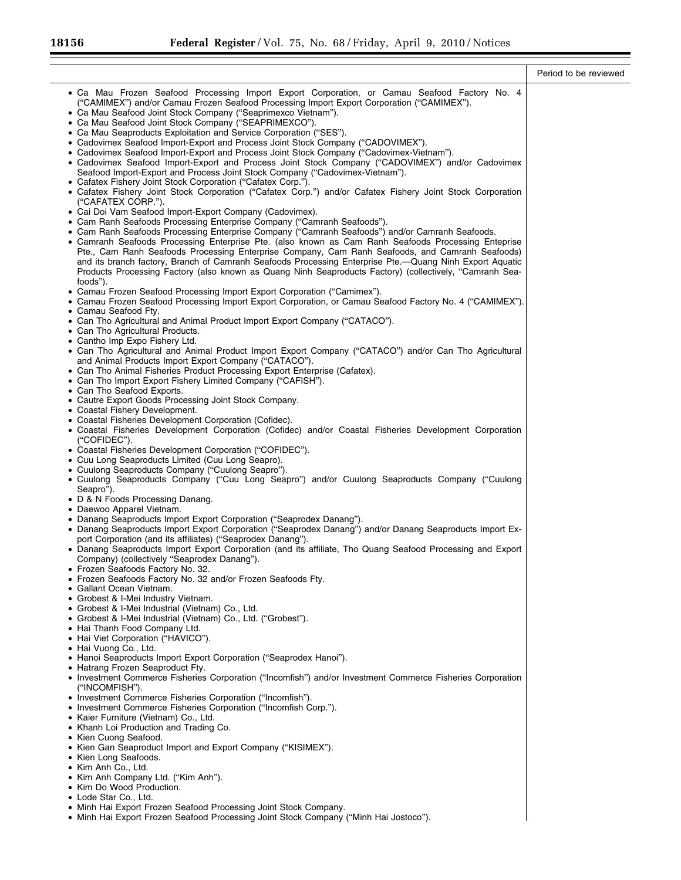| | Period to be reviewed |
|---|---|
| • Ca Mau Frozen Seafood Processing Import Export Corporation, or Camau Seafood Factory No. 4 ("CAMIMEX") and/or Camau Frozen Seafood Processing Import Export Corporation ("CAMIMEX"). | |
| • Ca Mau Seafood Joint Stock Company ("Seaprimexco Vietnam"). | |
| • Ca Mau Seafood Joint Stock Company ("SEAPRIMEXCO"). | |
| • Ca Mau Seaproducts Exploitation and Service Corporation ("SES"). | |
| • Cadovimex Seafood Import-Export and Process Joint Stock Company ("CADOVIMEX"). | |
| • Cadovimex Seafood Import-Export and Process Joint Stock Company ("Cadovimex-Vietnam"). | |
| • Cadovimex Seafood Import-Export and Process Joint Stock Company ("CADOVIMEX") and/or Cadovimex Seafood Import-Export and Process Joint Stock Company ("Cadovimex-Vietnam"). | |
| • Cafatex Fishery Joint Stock Corporation ("Cafatex Corp."). | |
| • Cafatex Fishery Joint Stock Corporation ("Cafatex Corp.") and/or Cafatex Fishery Joint Stock Corporation ("CAFATEX CORP."). | |
| • Cai Doi Vam Seafood Import-Export Company (Cadovimex). | |
| • Cam Ranh Seafoods Processing Enterprise Company ("Camranh Seafoods"). | |
| • Cam Ranh Seafoods Processing Enterprise Company ("Camranh Seafoods") and/or Camranh Seafoods. | |
| • Camranh Seafoods Processing Enterprise Pte. (also known as Cam Ranh Seafoods Processing Enteprise Pte., Cam Ranh Seafoods Processing Enterprise Company, Cam Ranh Seafoods, and Camranh Seafoods) and its branch factory, Branch of Camranh Seafoods Processing Enterprise Pte.—Quang Ninh Export Aquatic Products Processing Factory (also known as Quang Ninh Seaproducts Factory) (collectively, "Camranh Seafoods"). | |
| • Camau Frozen Seafood Processing Import Export Corporation ("Camimex"). | |
| • Camau Frozen Seafood Processing Import Export Corporation, or Camau Seafood Factory No. 4 ("CAMIMEX"). | |
| • Camau Seafood Fty. | |
| • Can Tho Agricultural and Animal Product Import Export Company ("CATACO"). | |
| • Can Tho Agricultural Products. | |
| • Cantho Imp Expo Fishery Ltd. | |
| • Can Tho Agricultural and Animal Product Import Export Company ("CATACO") and/or Can Tho Agricultural and Animal Products Import Export Company ("CATACO"). | |
| • Can Tho Animal Fisheries Product Processing Export Enterprise (Cafatex). | |
| • Can Tho Import Export Fishery Limited Company ("CAFISH"). | |
| • Can Tho Seafood Exports. | |
| • Cautre Export Goods Processing Joint Stock Company. | |
| • Coastal Fishery Development. | |
| • Coastal Fisheries Development Corporation (Cofidec). | |
| • Coastal Fisheries Development Corporation (Cofidec) and/or Coastal Fisheries Development Corporation ("COFIDEC"). | |
| • Coastal Fisheries Development Corporation ("COFIDEC"). | |
| • Cuu Long Seaproducts Limited (Cuu Long Seapro). | |
| • Cuulong Seaproducts Company ("Cuulong Seapro"). | |
| • Cuulong Seaproducts Company ("Cuu Long Seapro") and/or Cuulong Seaproducts Company ("Cuulong Seapro"). | |
| • D & N Foods Processing Danang. | |
| • Daewoo Apparel Vietnam. | |
| • Danang Seaproducts Import Export Corporation ("Seaprodex Danang"). | |
| • Danang Seaproducts Import Export Corporation ("Seaprodex Danang") and/or Danang Seaproducts Import Export Corporation (and its affiliates) ("Seaprodex Danang"). | |
| • Danang Seaproducts Import Export Corporation (and its affiliate, Tho Quang Seafood Processing and Export Company) (collectively "Seaprodex Danang"). | |
| • Frozen Seafoods Factory No. 32. | |
| • Frozen Seafoods Factory No. 32 and/or Frozen Seafoods Fty. | |
| • Gallant Ocean Vietnam. | |
| • Grobest & I-Mei Industry Vietnam. | |
| • Grobest & I-Mei Industrial (Vietnam) Co., Ltd. | |
| • Grobest & I-Mei Industrial (Vietnam) Co., Ltd. ("Grobest"). | |
| • Hai Thanh Food Company Ltd. | |
| • Hai Viet Corporation ("HAVICO"). | |
| • Hai Vuong Co., Ltd. | |
| • Hanoi Seaproducts Import Export Corporation ("Seaprodex Hanoi"). | |
| • Hatrang Frozen Seaproduct Fty. | |
| • Investment Commerce Fisheries Corporation ("Incomfish") and/or Investment Commerce Fisheries Corporation ("INCOMFISH"). | |
| • Investment Commerce Fisheries Corporation ("Incomfish"). | |
| • Investment Commerce Fisheries Corporation ("Incomfish Corp."). | |
| • Kaier Furniture (Vietnam) Co., Ltd. | |
| • Khanh Loi Production and Trading Co. | |
| • Kien Cuong Seafood. | |
| • Kien Gan Seaproduct Import and Export Company ("KISIMEX"). | |
| • Kien Long Seafoods. | |
| • Kim Anh Co., Ltd. | |
| • Kim Anh Company Ltd. ("Kim Anh"). | |
| • Kim Do Wood Production. | |
| • Lode Star Co., Ltd. | |
| • Minh Hai Export Frozen Seafood Processing Joint Stock Company. | |
| • Minh Hai Export Frozen Seafood Processing Joint Stock Company ("Minh Hai Jostoco"). | |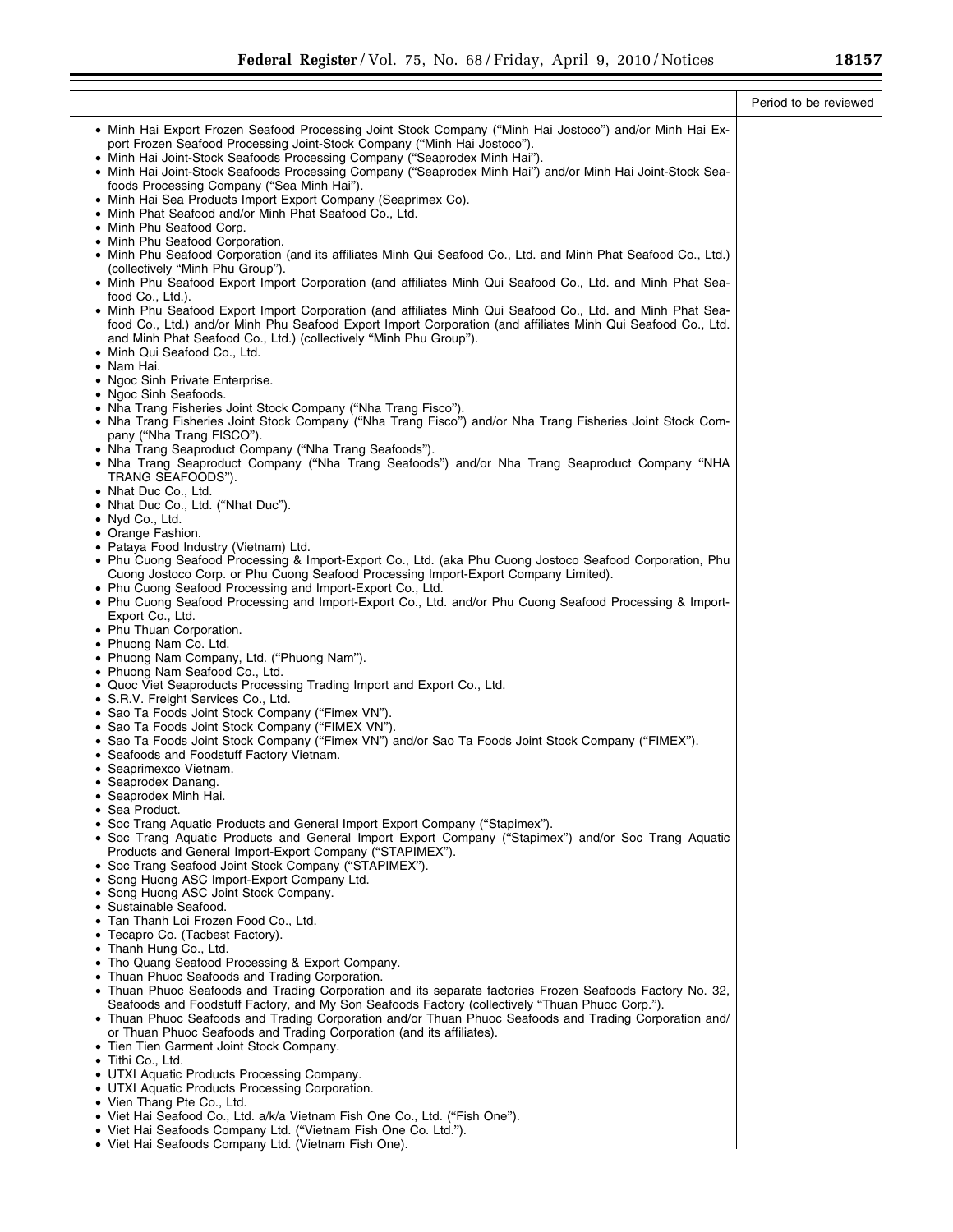| | Period to be reviewed |
|---|---|
| • Minh Hai Export Frozen Seafood Processing Joint Stock Company ("Minh Hai Jostoco") and/or Minh Hai Export Frozen Seafood Processing Joint-Stock Company ("Minh Hai Jostoco"). | |
| • Minh Hai Joint-Stock Seafoods Processing Company ("Seaprodex Minh Hai"). | |
| • Minh Hai Joint-Stock Seafoods Processing Company ("Seaprodex Minh Hai") and/or Minh Hai Joint-Stock Seafoods Processing Company ("Sea Minh Hai"). | |
| • Minh Hai Sea Products Import Export Company (Seaprimex Co). | |
| • Minh Phat Seafood and/or Minh Phat Seafood Co., Ltd. | |
| • Minh Phu Seafood Corp. | |
| • Minh Phu Seafood Corporation. | |
| • Minh Phu Seafood Corporation (and its affiliates Minh Qui Seafood Co., Ltd. and Minh Phat Seafood Co., Ltd.) (collectively "Minh Phu Group"). | |
| • Minh Phu Seafood Export Import Corporation (and affiliates Minh Qui Seafood Co., Ltd. and Minh Phat Seafood Co., Ltd.). | |
| • Minh Phu Seafood Export Import Corporation (and affiliates Minh Qui Seafood Co., Ltd. and Minh Phat Seafood Co., Ltd.) and/or Minh Phu Seafood Export Import Corporation (and affiliates Minh Qui Seafood Co., Ltd. and Minh Phat Seafood Co., Ltd.) (collectively "Minh Phu Group"). | |
| • Minh Qui Seafood Co., Ltd. | |
| • Nam Hai. | |
| • Ngoc Sinh Private Enterprise. | |
| • Ngoc Sinh Seafoods. | |
| • Nha Trang Fisheries Joint Stock Company ("Nha Trang Fisco"). | |
| • Nha Trang Fisheries Joint Stock Company ("Nha Trang Fisco") and/or Nha Trang Fisheries Joint Stock Company ("Nha Trang FISCO"). | |
| • Nha Trang Seaproduct Company ("Nha Trang Seafoods"). | |
| • Nha Trang Seaproduct Company ("Nha Trang Seafoods") and/or Nha Trang Seaproduct Company "NHA TRANG SEAFOODS"). | |
| • Nhat Duc Co., Ltd. | |
| • Nhat Duc Co., Ltd. ("Nhat Duc"). | |
| • Nyd Co., Ltd. | |
| • Orange Fashion. | |
| • Pataya Food Industry (Vietnam) Ltd. | |
| • Phu Cuong Seafood Processing & Import-Export Co., Ltd. (aka Phu Cuong Jostoco Seafood Corporation, Phu Cuong Jostoco Corp. or Phu Cuong Seafood Processing Import-Export Company Limited). | |
| • Phu Cuong Seafood Processing and Import-Export Co., Ltd. | |
| • Phu Cuong Seafood Processing and Import-Export Co., Ltd. and/or Phu Cuong Seafood Processing & Import-Export Co., Ltd. | |
| • Phu Thuan Corporation. | |
| • Phuong Nam Co. Ltd. | |
| • Phuong Nam Company, Ltd. ("Phuong Nam"). | |
| • Phuong Nam Seafood Co., Ltd. | |
| • Quoc Viet Seaproducts Processing Trading Import and Export Co., Ltd. | |
| • S.R.V. Freight Services Co., Ltd. | |
| • Sao Ta Foods Joint Stock Company ("Fimex VN"). | |
| • Sao Ta Foods Joint Stock Company ("FIMEX VN"). | |
| • Sao Ta Foods Joint Stock Company ("Fimex VN") and/or Sao Ta Foods Joint Stock Company ("FIMEX"). | |
| • Seafoods and Foodstuff Factory Vietnam. | |
| • Seaprimexco Vietnam. | |
| • Seaprodex Danang. | |
| • Seaprodex Minh Hai. | |
| • Sea Product. | |
| • Soc Trang Aquatic Products and General Import Export Company ("Stapimex"). | |
| • Soc Trang Aquatic Products and General Import Export Company ("Stapimex") and/or Soc Trang Aquatic Products and General Import-Export Company ("STAPIMEX"). | |
| • Soc Trang Seafood Joint Stock Company ("STAPIMEX"). | |
| • Song Huong ASC Import-Export Company Ltd. | |
| • Song Huong ASC Joint Stock Company. | |
| • Sustainable Seafood. | |
| • Tan Thanh Loi Frozen Food Co., Ltd. | |
| • Tecapro Co. (Tacbest Factory). | |
| • Thanh Hung Co., Ltd. | |
| • Tho Quang Seafood Processing & Export Company. | |
| • Thuan Phuoc Seafoods and Trading Corporation. | |
| • Thuan Phuoc Seafoods and Trading Corporation and its separate factories Frozen Seafoods Factory No. 32, Seafoods and Foodstuff Factory, and My Son Seafoods Factory (collectively "Thuan Phuoc Corp."). | |
| • Thuan Phuoc Seafoods and Trading Corporation and/or Thuan Phuoc Seafoods and Trading Corporation and/or Thuan Phuoc Seafoods and Trading Corporation (and its affiliates). | |
| • Tien Tien Garment Joint Stock Company. | |
| • Tithi Co., Ltd. | |
| • UTXI Aquatic Products Processing Company. | |
| • UTXI Aquatic Products Processing Corporation. | |
| • Vien Thang Pte Co., Ltd. | |
| • Viet Hai Seafood Co., Ltd. a/k/a Vietnam Fish One Co., Ltd. ("Fish One"). | |
| • Viet Hai Seafoods Company Ltd. ("Vietnam Fish One Co. Ltd."). | |
| • Viet Hai Seafoods Company Ltd. (Vietnam Fish One). | |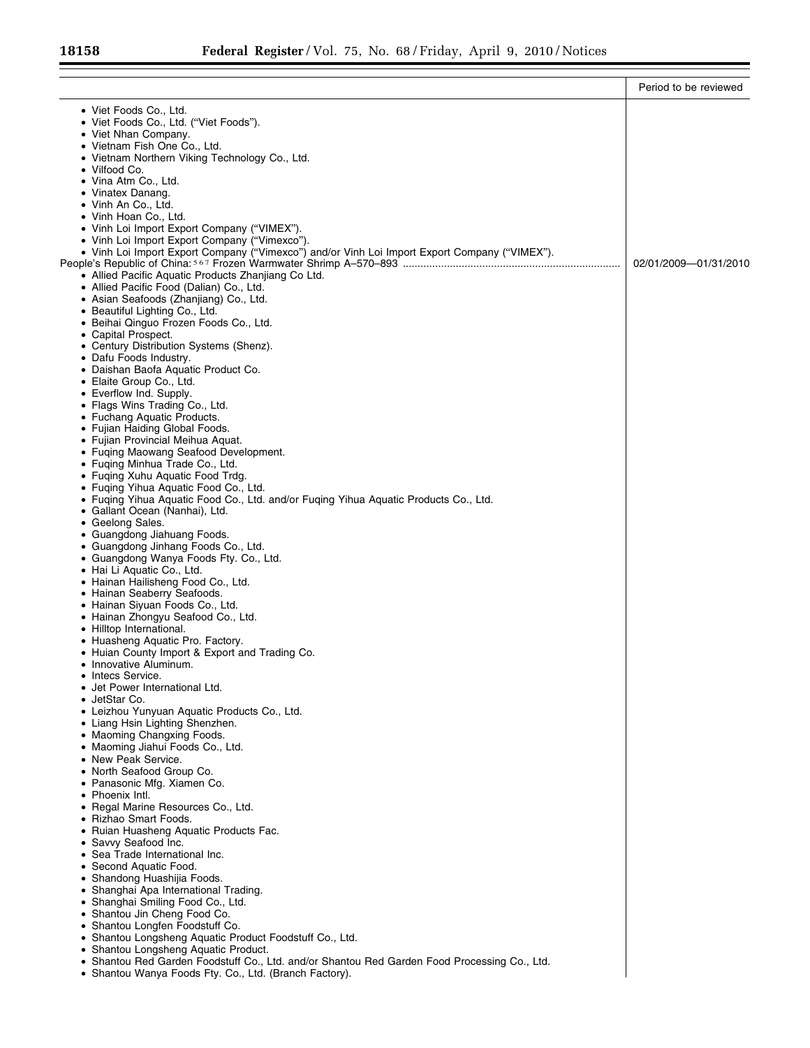| | Period to be reviewed |
|---|---|
| • Viet Foods Co., Ltd. | |
| • Viet Foods Co., Ltd. ("Viet Foods"). | |
| • Viet Nhan Company. | |
| • Vietnam Fish One Co., Ltd. | |
| • Vietnam Northern Viking Technology Co., Ltd. | |
| • Vilfood Co. | |
| • Vina Atm Co., Ltd. | |
| • Vinatex Danang. | |
| • Vinh An Co., Ltd. | |
| • Vinh Hoan Co., Ltd. | |
| • Vinh Loi Import Export Company ("VIMEX"). | |
| • Vinh Loi Import Export Company ("Vimexco"). | |
| • Vinh Loi Import Export Company ("Vimexco") and/or Vinh Loi Import Export Company ("VIMEX"). | |
| People's Republic of China:[5 6 7] Frozen Warmwater Shrimp A–570–893 | 02/01/2009—01/31/2010 |
| • Allied Pacific Aquatic Products Zhanjiang Co Ltd. | |
| • Allied Pacific Food (Dalian) Co., Ltd. | |
| • Asian Seafoods (Zhanjiang) Co., Ltd. | |
| • Beautiful Lighting Co., Ltd. | |
| • Beihai Qinguo Frozen Foods Co., Ltd. | |
| • Capital Prospect. | |
| • Century Distribution Systems (Shenz). | |
| • Dafu Foods Industry. | |
| • Daishan Baofa Aquatic Product Co. | |
| • Elaite Group Co., Ltd. | |
| • Everflow Ind. Supply. | |
| • Flags Wins Trading Co., Ltd. | |
| • Fuchang Aquatic Products. | |
| • Fujian Haiding Global Foods. | |
| • Fujian Provincial Meihua Aquat. | |
| • Fuqing Maowang Seafood Development. | |
| • Fuqing Minhua Trade Co., Ltd. | |
| • Fuqing Xuhu Aquatic Food Trdg. | |
| • Fuqing Yihua Aquatic Food Co., Ltd. | |
| • Fuqing Yihua Aquatic Food Co., Ltd. and/or Fuqing Yihua Aquatic Products Co., Ltd. | |
| • Gallant Ocean (Nanhai), Ltd. | |
| • Geelong Sales. | |
| • Guangdong Jiahuang Foods. | |
| • Guangdong Jinhang Foods Co., Ltd. | |
| • Guangdong Wanya Foods Fty. Co., Ltd. | |
| • Hai Li Aquatic Co., Ltd. | |
| • Hainan Hailisheng Food Co., Ltd. | |
| • Hainan Seaberry Seafoods. | |
| • Hainan Siyuan Foods Co., Ltd. | |
| • Hainan Zhongyu Seafood Co., Ltd. | |
| • Hilltop International. | |
| • Huasheng Aquatic Pro. Factory. | |
| • Huian County Import & Export and Trading Co. | |
| • Innovative Aluminum. | |
| • Intecs Service. | |
| • Jet Power International Ltd. | |
| • JetStar Co. | |
| • Leizhou Yunyuan Aquatic Products Co., Ltd. | |
| • Liang Hsin Lighting Shenzhen. | |
| • Maoming Changxing Foods. | |
| • Maoming Jiahui Foods Co., Ltd. | |
| • New Peak Service. | |
| • North Seafood Group Co. | |
| • Panasonic Mfg. Xiamen Co. | |
| • Phoenix Intl. | |
| • Regal Marine Resources Co., Ltd. | |
| • Rizhao Smart Foods. | |
| • Ruian Huasheng Aquatic Products Fac. | |
| • Savvy Seafood Inc. | |
| • Sea Trade International Inc. | |
| • Second Aquatic Food. | |
| • Shandong Huashijia Foods. | |
| • Shanghai Apa International Trading. | |
| • Shanghai Smiling Food Co., Ltd. | |
| • Shantou Jin Cheng Food Co. | |
| • Shantou Longfen Foodstuff Co. | |
| • Shantou Longsheng Aquatic Product Foodstuff Co., Ltd. | |
| • Shantou Longsheng Aquatic Product. | |
| • Shantou Red Garden Foodstuff Co., Ltd. and/or Shantou Red Garden Food Processing Co., Ltd. | |
| • Shantou Wanya Foods Fty. Co., Ltd. (Branch Factory). | |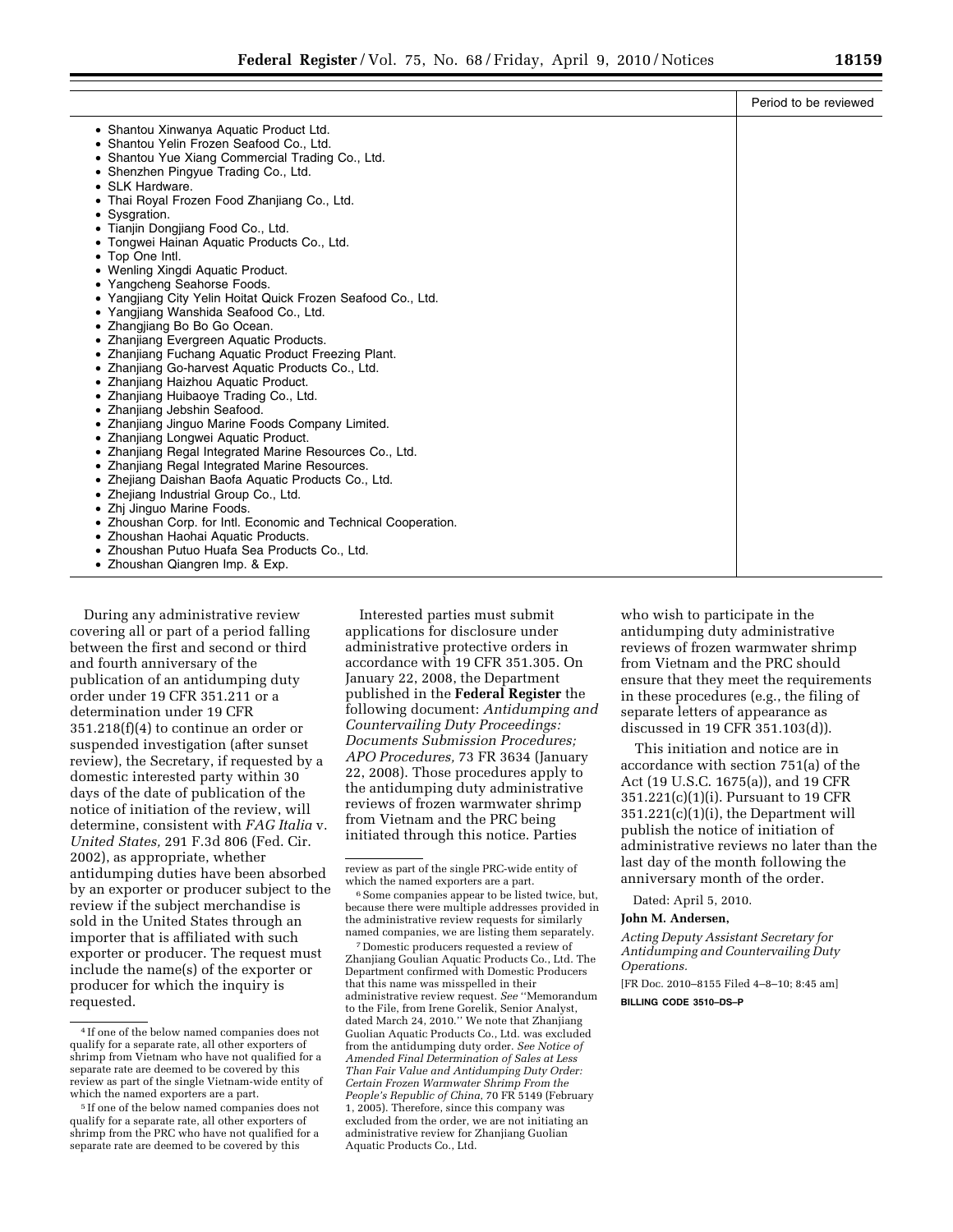| | Period to be reviewed |
|---|---|
| • Shantou Xinwanya Aquatic Product Ltd.<br>• Shantou Yelin Frozen Seafood Co., Ltd.<br>• Shantou Yue Xiang Commercial Trading Co., Ltd.<br>• Shenzhen Pingyue Trading Co., Ltd.<br>• SLK Hardware.<br>• Thai Royal Frozen Food Zhanjiang Co., Ltd.<br>• Sysgration.<br>• Tianjin Dongjiang Food Co., Ltd.<br>• Tongwei Hainan Aquatic Products Co., Ltd.<br>• Top One Intl.<br>• Wenling Xingdi Aquatic Product.<br>• Yangcheng Seahorse Foods.<br>• Yangjiang City Yelin Hoitat Quick Frozen Seafood Co., Ltd.<br>• Yangjiang Wanshida Seafood Co., Ltd.<br>• Zhangjiang Bo Bo Go Ocean.<br>• Zhanjiang Evergreen Aquatic Products.<br>• Zhanjiang Fuchang Aquatic Product Freezing Plant.<br>• Zhanjiang Go-harvest Aquatic Products Co., Ltd.<br>• Zhanjiang Haizhou Aquatic Product.<br>• Zhanjiang Huibaoye Trading Co., Ltd.<br>• Zhanjiang Jebshin Seafood.<br>• Zhanjiang Jinguo Marine Foods Company Limited.<br>• Zhanjiang Longwei Aquatic Product.<br>• Zhanjiang Regal Integrated Marine Resources Co., Ltd.<br>• Zhanjiang Regal Integrated Marine Resources.<br>• Zhejiang Daishan Baofa Aquatic Products Co., Ltd.<br>• Zhejiang Industrial Group Co., Ltd.<br>• Zhj Jinguo Marine Foods.<br>• Zhoushan Corp. for Intl. Economic and Technical Cooperation.<br>• Zhoushan Haohai Aquatic Products.<br>• Zhoushan Putuo Huafa Sea Products Co., Ltd.<br>• Zhoushan Qiangren Imp. & Exp. | |

During any administrative review covering all or part of a period falling between the first and second or third and fourth anniversary of the publication of an antidumping duty order under 19 CFR 351.211 or a determination under 19 CFR 351.218(f)(4) to continue an order or suspended investigation (after sunset review), the Secretary, if requested by a domestic interested party within 30 days of the date of publication of the notice of initiation of the review, will determine, consistent with *FAG Italia* v. *United States,* 291 F.3d 806 (Fed. Cir. 2002), as appropriate, whether antidumping duties have been absorbed by an exporter or producer subject to the review if the subject merchandise is sold in the United States through an importer that is affiliated with such exporter or producer. The request must include the name(s) of the exporter or producer for which the inquiry is requested.

Interested parties must submit applications for disclosure under administrative protective orders in accordance with 19 CFR 351.305. On January 22, 2008, the Department published in the **Federal Register** the following document: *Antidumping and Countervailing Duty Proceedings: Documents Submission Procedures; APO Procedures,* 73 FR 3634 (January 22, 2008). Those procedures apply to the antidumping duty administrative reviews of frozen warmwater shrimp from Vietnam and the PRC being initiated through this notice. Parties who wish to participate in the antidumping duty administrative reviews of frozen warmwater shrimp from Vietnam and the PRC should ensure that they meet the requirements in these procedures (e.g., the filing of separate letters of appearance as discussed in 19 CFR 351.103(d)).

This initiation and notice are in accordance with section 751(a) of the Act (19 U.S.C. 1675(a)), and 19 CFR 351.221(c)(1)(i). Pursuant to 19 CFR 351.221(c)(1)(i), the Department will publish the notice of initiation of administrative reviews no later than the last day of the month following the anniversary month of the order.

Dated: April 5, 2010.

**John M. Andersen,**

*Acting Deputy Assistant Secretary for Antidumping and Countervailing Duty Operations.*

[FR Doc. 2010–8155 Filed 4–8–10; 8:45 am]

**BILLING CODE 3510–DS–P**

---

[4] If one of the below named companies does not qualify for a separate rate, all other exporters of shrimp from Vietnam who have not qualified for a separate rate are deemed to be covered by this review as part of the single Vietnam-wide entity of which the named exporters are a part.

[5] If one of the below named companies does not qualify for a separate rate, all other exporters of shrimp from the PRC who have not qualified for a separate rate are deemed to be covered by this review as part of the single PRC-wide entity of which the named exporters are a part.

[6] Some companies appear to be listed twice, but, because there were multiple addresses provided in the administrative review requests for similarly named companies, we are listing them separately.

[7] Domestic producers requested a review of Zhanjiang Goulian Aquatic Products Co., Ltd. The Department confirmed with Domestic Producers that this name was misspelled in their administrative review request. *See* ''Memorandum to the File, from Irene Gorelik, Senior Analyst, dated March 24, 2010.'' We note that Zhanjiang Guolian Aquatic Products Co., Ltd. was excluded from the antidumping duty order. *See Notice of Amended Final Determination of Sales at Less Than Fair Value and Antidumping Duty Order: Certain Frozen Warmwater Shrimp From the People's Republic of China,* 70 FR 5149 (February 1, 2005). Therefore, since this company was excluded from the order, we are not initiating an administrative review for Zhanjiang Guolian Aquatic Products Co., Ltd.